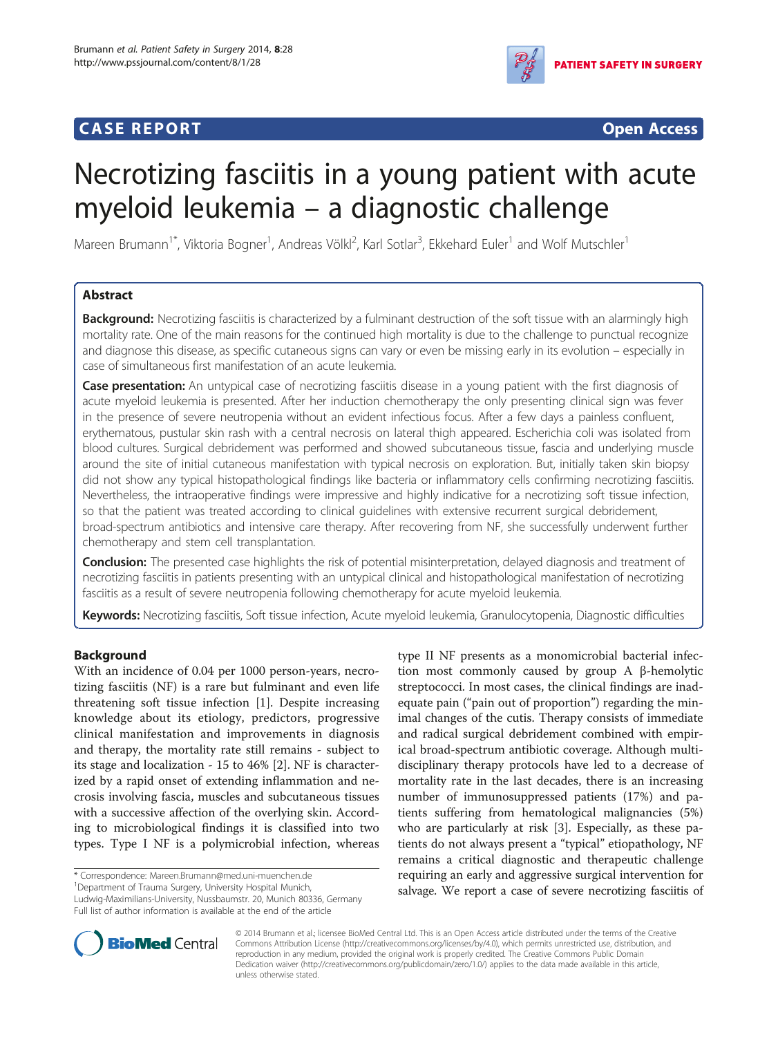**CASE REPORT** **Open Access**

# Necrotizing fasciitis in a young patient with acute myeloid leukemia – a diagnostic challenge

Mareen Brumann[1*], Viktoria Bogner[1], Andreas Völkl[2], Karl Sotlar[3], Ekkehard Euler[1] and Wolf Mutschler[1]

## Abstract

**Background:** Necrotizing fasciitis is characterized by a fulminant destruction of the soft tissue with an alarmingly high mortality rate. One of the main reasons for the continued high mortality is due to the challenge to punctual recognize and diagnose this disease, as specific cutaneous signs can vary or even be missing early in its evolution – especially in case of simultaneous first manifestation of an acute leukemia.

**Case presentation:** An untypical case of necrotizing fasciitis disease in a young patient with the first diagnosis of acute myeloid leukemia is presented. After her induction chemotherapy the only presenting clinical sign was fever in the presence of severe neutropenia without an evident infectious focus. After a few days a painless confluent, erythematous, pustular skin rash with a central necrosis on lateral thigh appeared. Escherichia coli was isolated from blood cultures. Surgical debridement was performed and showed subcutaneous tissue, fascia and underlying muscle around the site of initial cutaneous manifestation with typical necrosis on exploration. But, initially taken skin biopsy did not show any typical histopathological findings like bacteria or inflammatory cells confirming necrotizing fasciitis. Nevertheless, the intraoperative findings were impressive and highly indicative for a necrotizing soft tissue infection, so that the patient was treated according to clinical guidelines with extensive recurrent surgical debridement, broad-spectrum antibiotics and intensive care therapy. After recovering from NF, she successfully underwent further chemotherapy and stem cell transplantation.

**Conclusion:** The presented case highlights the risk of potential misinterpretation, delayed diagnosis and treatment of necrotizing fasciitis in patients presenting with an untypical clinical and histopathological manifestation of necrotizing fasciitis as a result of severe neutropenia following chemotherapy for acute myeloid leukemia.

**Keywords:** Necrotizing fasciitis, Soft tissue infection, Acute myeloid leukemia, Granulocytopenia, Diagnostic difficulties

## Background

With an incidence of 0.04 per 1000 person-years, necrotizing fasciitis (NF) is a rare but fulminant and even life threatening soft tissue infection [1]. Despite increasing knowledge about its etiology, predictors, progressive clinical manifestation and improvements in diagnosis and therapy, the mortality rate still remains - subject to its stage and localization - 15 to 46% [2]. NF is characterized by a rapid onset of extending inflammation and necrosis involving fascia, muscles and subcutaneous tissues with a successive affection of the overlying skin. According to microbiological findings it is classified into two types. Type I NF is a polymicrobial infection, whereas type II NF presents as a monomicrobial bacterial infection most commonly caused by group A β-hemolytic streptococci. In most cases, the clinical findings are inadequate pain ("pain out of proportion") regarding the minimal changes of the cutis. Therapy consists of immediate and radical surgical debridement combined with empirical broad-spectrum antibiotic coverage. Although multidisciplinary therapy protocols have led to a decrease of mortality rate in the last decades, there is an increasing number of immunosuppressed patients (17%) and patients suffering from hematological malignancies (5%) who are particularly at risk [3]. Especially, as these patients do not always present a "typical" etiopathology, NF remains a critical diagnostic and therapeutic challenge requiring an early and aggressive surgical intervention for salvage. We report a case of severe necrotizing fasciitis of

\* Correspondence: Mareen.Brumann@med.uni-muenchen.de
[1]Department of Trauma Surgery, University Hospital Munich, Ludwig-Maximilians-University, Nussbaumstr. 20, Munich 80336, Germany
Full list of author information is available at the end of the article

© 2014 Brumann et al.; licensee BioMed Central Ltd. This is an Open Access article distributed under the terms of the Creative Commons Attribution License (http://creativecommons.org/licenses/by/4.0), which permits unrestricted use, distribution, and reproduction in any medium, provided the original work is properly credited. The Creative Commons Public Domain Dedication waiver (http://creativecommons.org/publicdomain/zero/1.0/) applies to the data made available in this article, unless otherwise stated.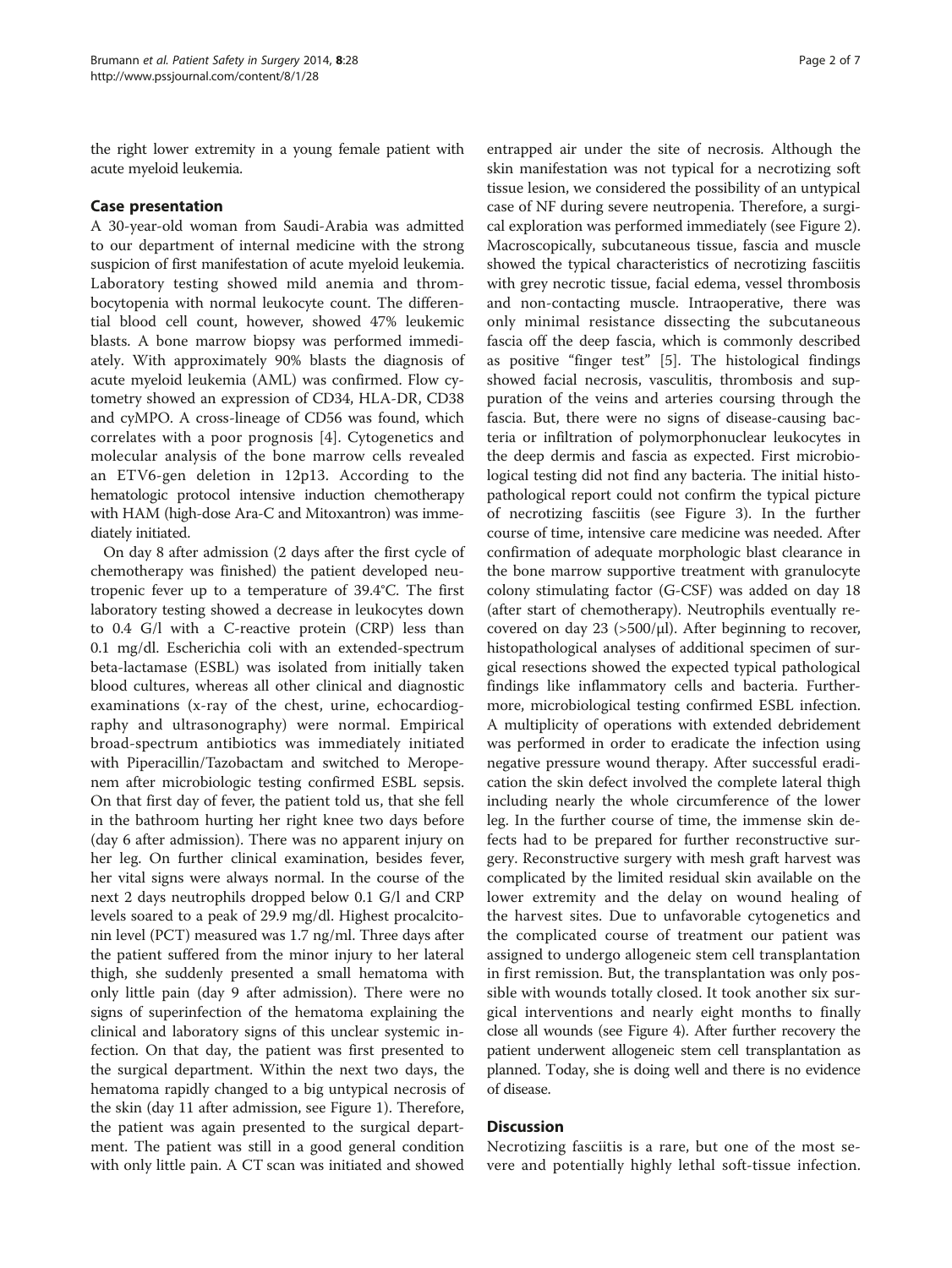the right lower extremity in a young female patient with acute myeloid leukemia.

## Case presentation

A 30-year-old woman from Saudi-Arabia was admitted to our department of internal medicine with the strong suspicion of first manifestation of acute myeloid leukemia. Laboratory testing showed mild anemia and thrombocytopenia with normal leukocyte count. The differential blood cell count, however, showed 47% leukemic blasts. A bone marrow biopsy was performed immediately. With approximately 90% blasts the diagnosis of acute myeloid leukemia (AML) was confirmed. Flow cytometry showed an expression of CD34, HLA-DR, CD38 and cyMPO. A cross-lineage of CD56 was found, which correlates with a poor prognosis [4]. Cytogenetics and molecular analysis of the bone marrow cells revealed an ETV6-gen deletion in 12p13. According to the hematologic protocol intensive induction chemotherapy with HAM (high-dose Ara-C and Mitoxantron) was immediately initiated.

On day 8 after admission (2 days after the first cycle of chemotherapy was finished) the patient developed neutropenic fever up to a temperature of 39.4°C. The first laboratory testing showed a decrease in leukocytes down to 0.4 G/l with a C-reactive protein (CRP) less than 0.1 mg/dl. Escherichia coli with an extended-spectrum beta-lactamase (ESBL) was isolated from initially taken blood cultures, whereas all other clinical and diagnostic examinations (x-ray of the chest, urine, echocardiography and ultrasonography) were normal. Empirical broad-spectrum antibiotics was immediately initiated with Piperacillin/Tazobactam and switched to Meropenem after microbiologic testing confirmed ESBL sepsis. On that first day of fever, the patient told us, that she fell in the bathroom hurting her right knee two days before (day 6 after admission). There was no apparent injury on her leg. On further clinical examination, besides fever, her vital signs were always normal. In the course of the next 2 days neutrophils dropped below 0.1 G/l and CRP levels soared to a peak of 29.9 mg/dl. Highest procalcitonin level (PCT) measured was 1.7 ng/ml. Three days after the patient suffered from the minor injury to her lateral thigh, she suddenly presented a small hematoma with only little pain (day 9 after admission). There were no signs of superinfection of the hematoma explaining the clinical and laboratory signs of this unclear systemic infection. On that day, the patient was first presented to the surgical department. Within the next two days, the hematoma rapidly changed to a big untypical necrosis of the skin (day 11 after admission, see Figure 1). Therefore, the patient was again presented to the surgical department. The patient was still in a good general condition with only little pain. A CT scan was initiated and showed entrapped air under the site of necrosis. Although the skin manifestation was not typical for a necrotizing soft tissue lesion, we considered the possibility of an untypical case of NF during severe neutropenia. Therefore, a surgical exploration was performed immediately (see Figure 2). Macroscopically, subcutaneous tissue, fascia and muscle showed the typical characteristics of necrotizing fasciitis with grey necrotic tissue, facial edema, vessel thrombosis and non-contacting muscle. Intraoperative, there was only minimal resistance dissecting the subcutaneous fascia off the deep fascia, which is commonly described as positive "finger test" [5]. The histological findings showed facial necrosis, vasculitis, thrombosis and suppuration of the veins and arteries coursing through the fascia. But, there were no signs of disease-causing bacteria or infiltration of polymorphonuclear leukocytes in the deep dermis and fascia as expected. First microbiological testing did not find any bacteria. The initial histopathological report could not confirm the typical picture of necrotizing fasciitis (see Figure 3). In the further course of time, intensive care medicine was needed. After confirmation of adequate morphologic blast clearance in the bone marrow supportive treatment with granulocyte colony stimulating factor (G-CSF) was added on day 18 (after start of chemotherapy). Neutrophils eventually recovered on day 23 (>500/μl). After beginning to recover, histopathological analyses of additional specimen of surgical resections showed the expected typical pathological findings like inflammatory cells and bacteria. Furthermore, microbiological testing confirmed ESBL infection. A multiplicity of operations with extended debridement was performed in order to eradicate the infection using negative pressure wound therapy. After successful eradication the skin defect involved the complete lateral thigh including nearly the whole circumference of the lower leg. In the further course of time, the immense skin defects had to be prepared for further reconstructive surgery. Reconstructive surgery with mesh graft harvest was complicated by the limited residual skin available on the lower extremity and the delay on wound healing of the harvest sites. Due to unfavorable cytogenetics and the complicated course of treatment our patient was assigned to undergo allogeneic stem cell transplantation in first remission. But, the transplantation was only possible with wounds totally closed. It took another six surgical interventions and nearly eight months to finally close all wounds (see Figure 4). After further recovery the patient underwent allogeneic stem cell transplantation as planned. Today, she is doing well and there is no evidence of disease.

## Discussion

Necrotizing fasciitis is a rare, but one of the most severe and potentially highly lethal soft-tissue infection.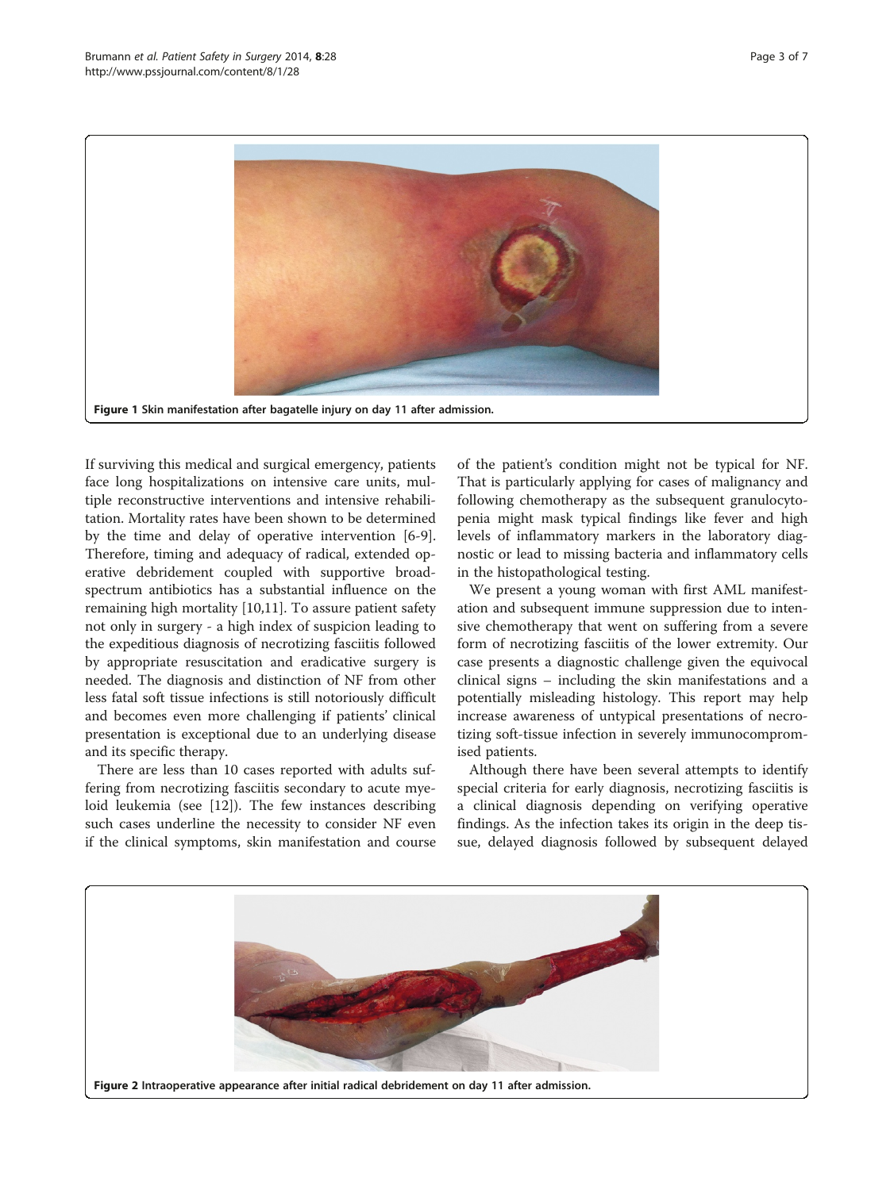Figure 1 Skin manifestation after bagatelle injury on day 11 after admission.

If surviving this medical and surgical emergency, patients face long hospitalizations on intensive care units, multiple reconstructive interventions and intensive rehabilitation. Mortality rates have been shown to be determined by the time and delay of operative intervention [6-9]. Therefore, timing and adequacy of radical, extended operative debridement coupled with supportive broad-spectrum antibiotics has a substantial influence on the remaining high mortality [10,11]. To assure patient safety not only in surgery - a high index of suspicion leading to the expeditious diagnosis of necrotizing fasciitis followed by appropriate resuscitation and eradicative surgery is needed. The diagnosis and distinction of NF from other less fatal soft tissue infections is still notoriously difficult and becomes even more challenging if patients' clinical presentation is exceptional due to an underlying disease and its specific therapy.

There are less than 10 cases reported with adults suffering from necrotizing fasciitis secondary to acute myeloid leukemia (see [12]). The few instances describing such cases underline the necessity to consider NF even if the clinical symptoms, skin manifestation and course of the patient's condition might not be typical for NF. That is particularly applying for cases of malignancy and following chemotherapy as the subsequent granulocytopenia might mask typical findings like fever and high levels of inflammatory markers in the laboratory diagnostic or lead to missing bacteria and inflammatory cells in the histopathological testing.

We present a young woman with first AML manifestation and subsequent immune suppression due to intensive chemotherapy that went on suffering from a severe form of necrotizing fasciitis of the lower extremity. Our case presents a diagnostic challenge given the equivocal clinical signs – including the skin manifestations and a potentially misleading histology. This report may help increase awareness of untypical presentations of necrotizing soft-tissue infection in severely immunocompromised patients.

Although there have been several attempts to identify special criteria for early diagnosis, necrotizing fasciitis is a clinical diagnosis depending on verifying operative findings. As the infection takes its origin in the deep tissue, delayed diagnosis followed by subsequent delayed

Figure 2 Intraoperative appearance after initial radical debridement on day 11 after admission.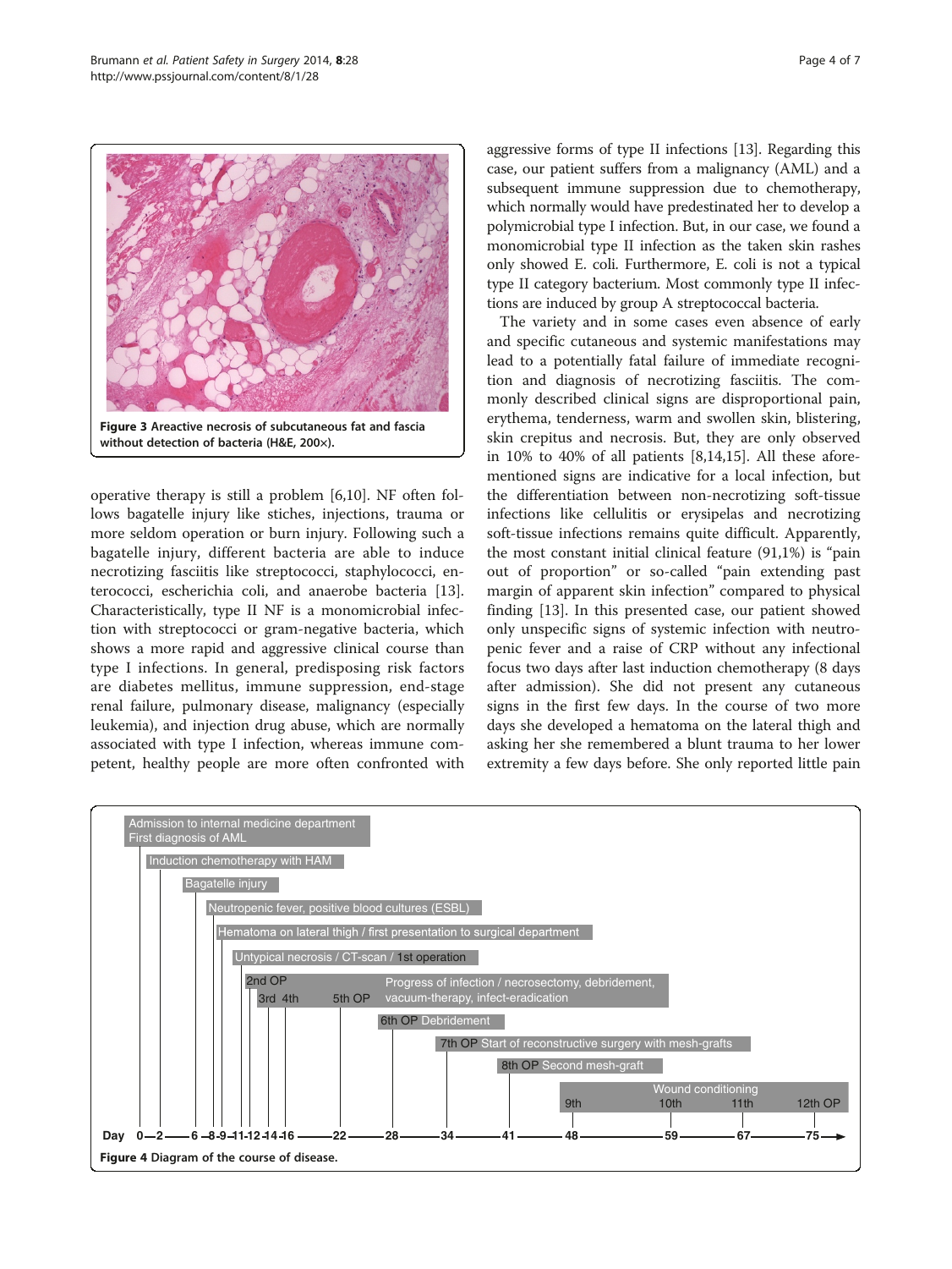**Figure 3 Areactive necrosis of subcutaneous fat and fascia without detection of bacteria (H&E, 200×).**

operative therapy is still a problem [6,10]. NF often follows bagatelle injury like stiches, injections, trauma or more seldom operation or burn injury. Following such a bagatelle injury, different bacteria are able to induce necrotizing fasciitis like streptococci, staphylococci, enterococci, escherichia coli, and anaerobe bacteria [13]. Characteristically, type II NF is a monomicrobial infection with streptococci or gram-negative bacteria, which shows a more rapid and aggressive clinical course than type I infections. In general, predisposing risk factors are diabetes mellitus, immune suppression, end-stage renal failure, pulmonary disease, malignancy (especially leukemia), and injection drug abuse, which are normally associated with type I infection, whereas immune competent, healthy people are more often confronted with aggressive forms of type II infections [13]. Regarding this case, our patient suffers from a malignancy (AML) and a subsequent immune suppression due to chemotherapy, which normally would have predestinated her to develop a polymicrobial type I infection. But, in our case, we found a monomicrobial type II infection as the taken skin rashes only showed E. coli. Furthermore, E. coli is not a typical type II category bacterium. Most commonly type II infections are induced by group A streptococcal bacteria.

The variety and in some cases even absence of early and specific cutaneous and systemic manifestations may lead to a potentially fatal failure of immediate recognition and diagnosis of necrotizing fasciitis. The commonly described clinical signs are disproportional pain, erythema, tenderness, warm and swollen skin, blistering, skin crepitus and necrosis. But, they are only observed in 10% to 40% of all patients [8,14,15]. All these aforementioned signs are indicative for a local infection, but the differentiation between non-necrotizing soft-tissue infections like cellulitis or erysipelas and necrotizing soft-tissue infections remains quite difficult. Apparently, the most constant initial clinical feature (91,1%) is "pain out of proportion" or so-called "pain extending past margin of apparent skin infection" compared to physical finding [13]. In this presented case, our patient showed only unspecific signs of systemic infection with neutropenic fever and a raise of CRP without any infectional focus two days after last induction chemotherapy (8 days after admission). She did not present any cutaneous signs in the first few days. In the course of two more days she developed a hematoma on the lateral thigh and asking her she remembered a blunt trauma to her lower extremity a few days before. She only reported little pain

**Figure 4 Diagram of the course of disease.**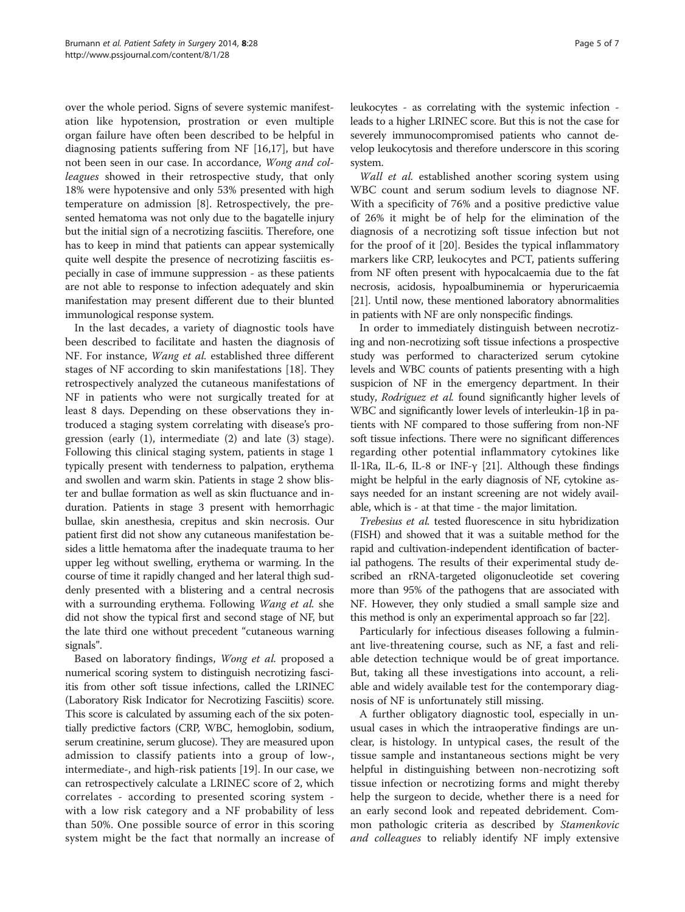over the whole period. Signs of severe systemic manifestation like hypotension, prostration or even multiple organ failure have often been described to be helpful in diagnosing patients suffering from NF [16,17], but have not been seen in our case. In accordance, *Wong and colleagues* showed in their retrospective study, that only 18% were hypotensive and only 53% presented with high temperature on admission [8]. Retrospectively, the presented hematoma was not only due to the bagatelle injury but the initial sign of a necrotizing fasciitis. Therefore, one has to keep in mind that patients can appear systemically quite well despite the presence of necrotizing fasciitis especially in case of immune suppression - as these patients are not able to response to infection adequately and skin manifestation may present different due to their blunted immunological response system.

In the last decades, a variety of diagnostic tools have been described to facilitate and hasten the diagnosis of NF. For instance, *Wang et al.* established three different stages of NF according to skin manifestations [18]. They retrospectively analyzed the cutaneous manifestations of NF in patients who were not surgically treated for at least 8 days. Depending on these observations they introduced a staging system correlating with disease's progression (early (1), intermediate (2) and late (3) stage). Following this clinical staging system, patients in stage 1 typically present with tenderness to palpation, erythema and swollen and warm skin. Patients in stage 2 show blister and bullae formation as well as skin fluctuance and induration. Patients in stage 3 present with hemorrhagic bullae, skin anesthesia, crepitus and skin necrosis. Our patient first did not show any cutaneous manifestation besides a little hematoma after the inadequate trauma to her upper leg without swelling, erythema or warming. In the course of time it rapidly changed and her lateral thigh suddenly presented with a blistering and a central necrosis with a surrounding erythema. Following *Wang et al.* she did not show the typical first and second stage of NF, but the late third one without precedent "cutaneous warning signals".

Based on laboratory findings, *Wong et al.* proposed a numerical scoring system to distinguish necrotizing fasciitis from other soft tissue infections, called the LRINEC (Laboratory Risk Indicator for Necrotizing Fasciitis) score. This score is calculated by assuming each of the six potentially predictive factors (CRP, WBC, hemoglobin, sodium, serum creatinine, serum glucose). They are measured upon admission to classify patients into a group of low-, intermediate-, and high-risk patients [19]. In our case, we can retrospectively calculate a LRINEC score of 2, which correlates - according to presented scoring system - with a low risk category and a NF probability of less than 50%. One possible source of error in this scoring system might be the fact that normally an increase of leukocytes - as correlating with the systemic infection - leads to a higher LRINEC score. But this is not the case for severely immunocompromised patients who cannot develop leukocytosis and therefore underscore in this scoring system.

*Wall et al.* established another scoring system using WBC count and serum sodium levels to diagnose NF. With a specificity of 76% and a positive predictive value of 26% it might be of help for the elimination of the diagnosis of a necrotizing soft tissue infection but not for the proof of it [20]. Besides the typical inflammatory markers like CRP, leukocytes and PCT, patients suffering from NF often present with hypocalcaemia due to the fat necrosis, acidosis, hypoalbuminemia or hyperuricaemia [21]. Until now, these mentioned laboratory abnormalities in patients with NF are only nonspecific findings.

In order to immediately distinguish between necrotizing and non-necrotizing soft tissue infections a prospective study was performed to characterized serum cytokine levels and WBC counts of patients presenting with a high suspicion of NF in the emergency department. In their study, *Rodriguez et al.* found significantly higher levels of WBC and significantly lower levels of interleukin-1β in patients with NF compared to those suffering from non-NF soft tissue infections. There were no significant differences regarding other potential inflammatory cytokines like Il-1Ra, IL-6, IL-8 or INF-γ [21]. Although these findings might be helpful in the early diagnosis of NF, cytokine assays needed for an instant screening are not widely available, which is - at that time - the major limitation.

*Trebesius et al.* tested fluorescence in situ hybridization (FISH) and showed that it was a suitable method for the rapid and cultivation-independent identification of bacterial pathogens. The results of their experimental study described an rRNA-targeted oligonucleotide set covering more than 95% of the pathogens that are associated with NF. However, they only studied a small sample size and this method is only an experimental approach so far [22].

Particularly for infectious diseases following a fulminant live-threatening course, such as NF, a fast and reliable detection technique would be of great importance. But, taking all these investigations into account, a reliable and widely available test for the contemporary diagnosis of NF is unfortunately still missing.

A further obligatory diagnostic tool, especially in unusual cases in which the intraoperative findings are unclear, is histology. In untypical cases, the result of the tissue sample and instantaneous sections might be very helpful in distinguishing between non-necrotizing soft tissue infection or necrotizing forms and might thereby help the surgeon to decide, whether there is a need for an early second look and repeated debridement. Common pathologic criteria as described by *Stamenkovic and colleagues* to reliably identify NF imply extensive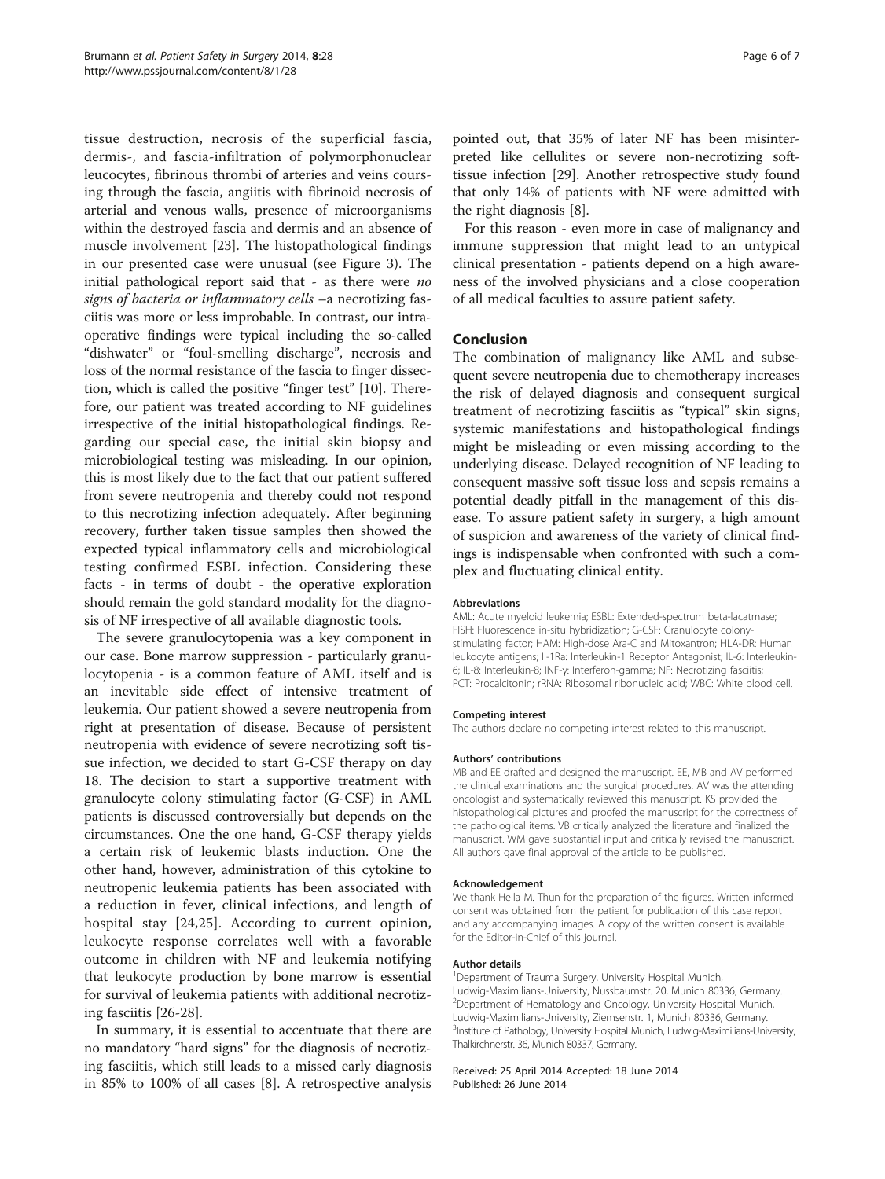tissue destruction, necrosis of the superficial fascia, dermis-, and fascia-infiltration of polymorphonuclear leucocytes, fibrinous thrombi of arteries and veins coursing through the fascia, angiitis with fibrinoid necrosis of arterial and venous walls, presence of microorganisms within the destroyed fascia and dermis and an absence of muscle involvement [23]. The histopathological findings in our presented case were unusual (see Figure 3). The initial pathological report said that - as there were *no signs of bacteria or inflammatory cells* –a necrotizing fasciitis was more or less improbable. In contrast, our intraoperative findings were typical including the so-called "dishwater" or "foul-smelling discharge", necrosis and loss of the normal resistance of the fascia to finger dissection, which is called the positive "finger test" [10]. Therefore, our patient was treated according to NF guidelines irrespective of the initial histopathological findings. Regarding our special case, the initial skin biopsy and microbiological testing was misleading. In our opinion, this is most likely due to the fact that our patient suffered from severe neutropenia and thereby could not respond to this necrotizing infection adequately. After beginning recovery, further taken tissue samples then showed the expected typical inflammatory cells and microbiological testing confirmed ESBL infection. Considering these facts - in terms of doubt - the operative exploration should remain the gold standard modality for the diagnosis of NF irrespective of all available diagnostic tools.

The severe granulocytopenia was a key component in our case. Bone marrow suppression - particularly granulocytopenia - is a common feature of AML itself and is an inevitable side effect of intensive treatment of leukemia. Our patient showed a severe neutropenia from right at presentation of disease. Because of persistent neutropenia with evidence of severe necrotizing soft tissue infection, we decided to start G-CSF therapy on day 18. The decision to start a supportive treatment with granulocyte colony stimulating factor (G-CSF) in AML patients is discussed controversially but depends on the circumstances. One the one hand, G-CSF therapy yields a certain risk of leukemic blasts induction. One the other hand, however, administration of this cytokine to neutropenic leukemia patients has been associated with a reduction in fever, clinical infections, and length of hospital stay [24,25]. According to current opinion, leukocyte response correlates well with a favorable outcome in children with NF and leukemia notifying that leukocyte production by bone marrow is essential for survival of leukemia patients with additional necrotizing fasciitis [26-28].

In summary, it is essential to accentuate that there are no mandatory "hard signs" for the diagnosis of necrotizing fasciitis, which still leads to a missed early diagnosis in 85% to 100% of all cases [8]. A retrospective analysis pointed out, that 35% of later NF has been misinterpreted like cellulites or severe non-necrotizing soft-tissue infection [29]. Another retrospective study found that only 14% of patients with NF were admitted with the right diagnosis [8].

For this reason - even more in case of malignancy and immune suppression that might lead to an untypical clinical presentation - patients depend on a high awareness of the involved physicians and a close cooperation of all medical faculties to assure patient safety.

## Conclusion

The combination of malignancy like AML and subsequent severe neutropenia due to chemotherapy increases the risk of delayed diagnosis and consequent surgical treatment of necrotizing fasciitis as "typical" skin signs, systemic manifestations and histopathological findings might be misleading or even missing according to the underlying disease. Delayed recognition of NF leading to consequent massive soft tissue loss and sepsis remains a potential deadly pitfall in the management of this disease. To assure patient safety in surgery, a high amount of suspicion and awareness of the variety of clinical findings is indispensable when confronted with such a complex and fluctuating clinical entity.

#### Abbreviations

AML: Acute myeloid leukemia; ESBL: Extended-spectrum beta-lacatmase; FISH: Fluorescence in-situ hybridization; G-CSF: Granulocyte colony-stimulating factor; HAM: High-dose Ara-C and Mitoxantron; HLA-DR: Human leukocyte antigens; Il-1Ra: Interleukin-1 Receptor Antagonist; IL-6: Interleukin-6; IL-8: Interleukin-8; INF-γ: Interferon-gamma; NF: Necrotizing fasciitis; PCT: Procalcitonin; rRNA: Ribosomal ribonucleic acid; WBC: White blood cell.

#### Competing interest

The authors declare no competing interest related to this manuscript.

#### Authors' contributions

MB and EE drafted and designed the manuscript. EE, MB and AV performed the clinical examinations and the surgical procedures. AV was the attending oncologist and systematically reviewed this manuscript. KS provided the histopathological pictures and proofed the manuscript for the correctness of the pathological items. VB critically analyzed the literature and finalized the manuscript. WM gave substantial input and critically revised the manuscript. All authors gave final approval of the article to be published.

#### Acknowledgement

We thank Hella M. Thun for the preparation of the figures. Written informed consent was obtained from the patient for publication of this case report and any accompanying images. A copy of the written consent is available for the Editor-in-Chief of this journal.

#### Author details

[1]Department of Trauma Surgery, University Hospital Munich, Ludwig-Maximilians-University, Nussbaumstr. 20, Munich 80336, Germany. [2]Department of Hematology and Oncology, University Hospital Munich, Ludwig-Maximilians-University, Ziemsenstr. 1, Munich 80336, Germany. [3]Institute of Pathology, University Hospital Munich, Ludwig-Maximilians-University, Thalkirchnerstr. 36, Munich 80337, Germany.

Received: 25 April 2014 Accepted: 18 June 2014
Published: 26 June 2014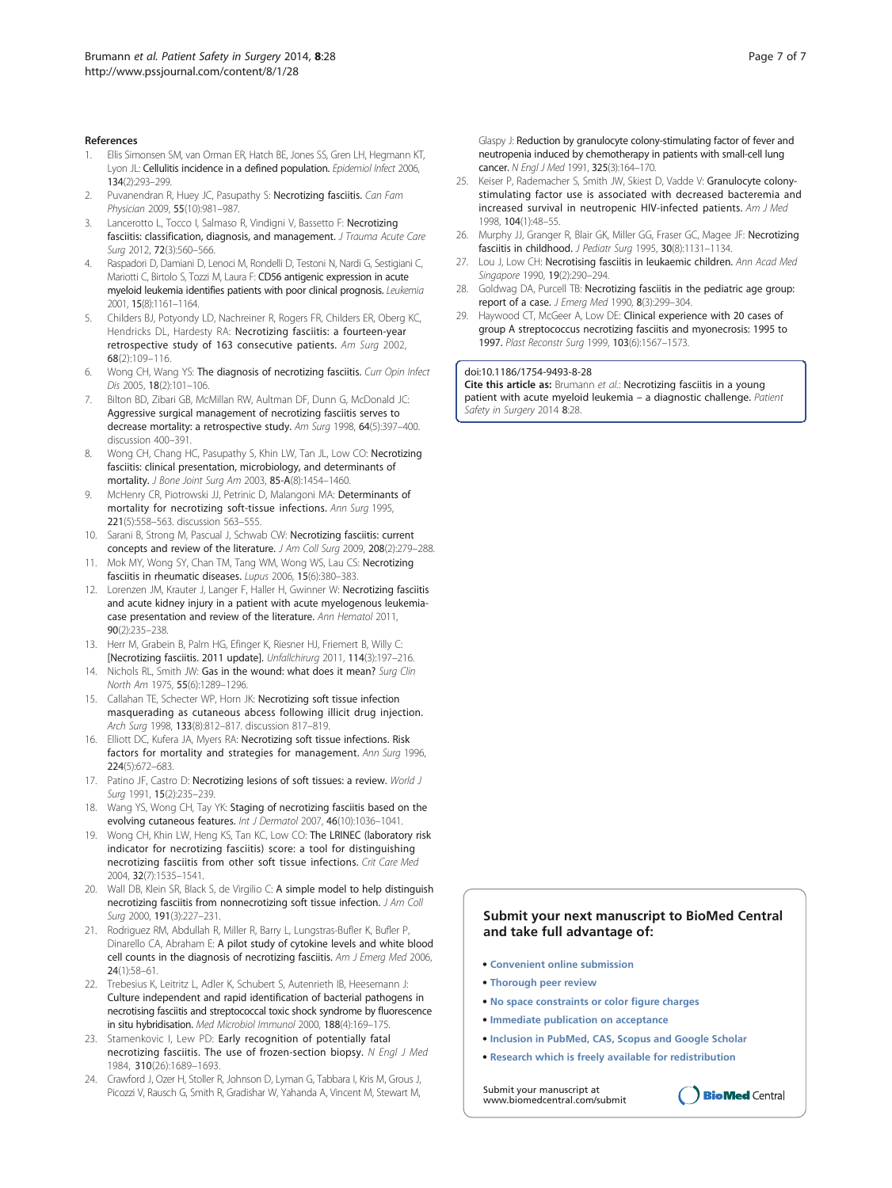## References

1. Ellis Simonsen SM, van Orman ER, Hatch BE, Jones SS, Gren LH, Hegmann KT, Lyon JL: Cellulitis incidence in a defined population. *Epidemiol Infect* 2006, 134(2):293–299.
2. Puvanendran R, Huey JC, Pasupathy S: Necrotizing fasciitis. *Can Fam Physician* 2009, 55(10):981–987.
3. Lancerotto L, Tocco I, Salmaso R, Vindigni V, Bassetto F: Necrotizing fasciitis: classification, diagnosis, and management. *J Trauma Acute Care Surg* 2012, 72(3):560–566.
4. Raspadori D, Damiani D, Lenoci M, Rondelli D, Testoni N, Nardi G, Sestigiani C, Mariotti C, Birtolo S, Tozzi M, Laura F: CD56 antigenic expression in acute myeloid leukemia identifies patients with poor clinical prognosis. *Leukemia* 2001, 15(8):1161–1164.
5. Childers BJ, Potyondy LD, Nachreiner R, Rogers FR, Childers ER, Oberg KC, Hendricks DL, Hardesty RA: Necrotizing fasciitis: a fourteen-year retrospective study of 163 consecutive patients. *Am Surg* 2002, 68(2):109–116.
6. Wong CH, Wang YS: The diagnosis of necrotizing fasciitis. *Curr Opin Infect Dis* 2005, 18(2):101–106.
7. Bilton BD, Zibari GB, McMillan RW, Aultman DF, Dunn G, McDonald JC: Aggressive surgical management of necrotizing fasciitis serves to decrease mortality: a retrospective study. *Am Surg* 1998, 64(5):397–400. discussion 400–391.
8. Wong CH, Chang HC, Pasupathy S, Khin LW, Tan JL, Low CO: Necrotizing fasciitis: clinical presentation, microbiology, and determinants of mortality. *J Bone Joint Surg Am* 2003, 85-A(8):1454–1460.
9. McHenry CR, Piotrowski JJ, Petrinic D, Malangoni MA: Determinants of mortality for necrotizing soft-tissue infections. *Ann Surg* 1995, 221(5):558–563. discussion 563–555.
10. Sarani B, Strong M, Pascual J, Schwab CW: Necrotizing fasciitis: current concepts and review of the literature. *J Am Coll Surg* 2009, 208(2):279–288.
11. Mok MY, Wong SY, Chan TM, Tang WM, Wong WS, Lau CS: Necrotizing fasciitis in rheumatic diseases. *Lupus* 2006, 15(6):380–383.
12. Lorenzen JM, Krauter J, Langer F, Haller H, Gwinner W: Necrotizing fasciitis and acute kidney injury in a patient with acute myelogenous leukemia-case presentation and review of the literature. *Ann Hematol* 2011, 90(2):235–238.
13. Herr M, Grabein B, Palm HG, Efinger K, Riesner HJ, Friemert B, Willy C: [Necrotizing fasciitis. 2011 update]. *Unfallchirurg* 2011, 114(3):197–216.
14. Nichols RL, Smith JW: Gas in the wound: what does it mean? *Surg Clin North Am* 1975, 55(6):1289–1296.
15. Callahan TE, Schecter WP, Horn JK: Necrotizing soft tissue infection masquerading as cutaneous abcess following illicit drug injection. *Arch Surg* 1998, 133(8):812–817. discussion 817–819.
16. Elliott DC, Kufera JA, Myers RA: Necrotizing soft tissue infections. Risk factors for mortality and strategies for management. *Ann Surg* 1996, 224(5):672–683.
17. Patino JF, Castro D: Necrotizing lesions of soft tissues: a review. *World J Surg* 1991, 15(2):235–239.
18. Wang YS, Wong CH, Tay YK: Staging of necrotizing fasciitis based on the evolving cutaneous features. *Int J Dermatol* 2007, 46(10):1036–1041.
19. Wong CH, Khin LW, Heng KS, Tan KC, Low CO: The LRINEC (laboratory risk indicator for necrotizing fasciitis) score: a tool for distinguishing necrotizing fasciitis from other soft tissue infections. *Crit Care Med* 2004, 32(7):1535–1541.
20. Wall DB, Klein SR, Black S, de Virgilio C: A simple model to help distinguish necrotizing fasciitis from nonnecrotizing soft tissue infection. *J Am Coll Surg* 2000, 191(3):227–231.
21. Rodriguez RM, Abdullah R, Miller R, Barry L, Lungstras-Bufler K, Bufler P, Dinarello CA, Abraham E: A pilot study of cytokine levels and white blood cell counts in the diagnosis of necrotizing fasciitis. *Am J Emerg Med* 2006, 24(1):58–61.
22. Trebesius K, Leitritz L, Adler K, Schubert S, Autenrieth IB, Heesemann J: Culture independent and rapid identification of bacterial pathogens in necrotising fasciitis and streptococcal toxic shock syndrome by fluorescence in situ hybridisation. *Med Microbiol Immunol* 2000, 188(4):169–175.
23. Stamenkovic I, Lew PD: Early recognition of potentially fatal necrotizing fasciitis. The use of frozen-section biopsy. *N Engl J Med* 1984, 310(26):1689–1693.
24. Crawford J, Ozer H, Stoller R, Johnson D, Lyman G, Tabbara I, Kris M, Grous J, Picozzi V, Rausch G, Smith R, Gradishar W, Yahanda A, Vincent M, Stewart M, Glaspy J: Reduction by granulocyte colony-stimulating factor of fever and neutropenia induced by chemotherapy in patients with small-cell lung cancer. *N Engl J Med* 1991, 325(3):164–170.
25. Keiser P, Rademacher S, Smith JW, Skiest D, Vadde V: Granulocyte colony-stimulating factor use is associated with decreased bacteremia and increased survival in neutropenic HIV-infected patients. *Am J Med* 1998, 104(1):48–55.
26. Murphy JJ, Granger R, Blair GK, Miller GG, Fraser GC, Magee JF: Necrotizing fasciitis in childhood. *J Pediatr Surg* 1995, 30(8):1131–1134.
27. Lou J, Low CH: Necrotising fasciitis in leukaemic children. *Ann Acad Med Singapore* 1990, 19(2):290–294.
28. Goldwag DA, Purcell TB: Necrotizing fasciitis in the pediatric age group: report of a case. *J Emerg Med* 1990, 8(3):299–304.
29. Haywood CT, McGeer A, Low DE: Clinical experience with 20 cases of group A streptococcus necrotizing fasciitis and myonecrosis: 1995 to 1997. *Plast Reconstr Surg* 1999, 103(6):1567–1573.

doi:10.1186/1754-9493-8-28

**Cite this article as:** Brumann *et al.*: Necrotizing fasciitis in a young patient with acute myeloid leukemia – a diagnostic challenge. *Patient Safety in Surgery* 2014 8:28.

**Submit your next manuscript to BioMed Central and take full advantage of:**

- Convenient online submission
- Thorough peer review
- No space constraints or color figure charges
- Immediate publication on acceptance
- Inclusion in PubMed, CAS, Scopus and Google Scholar
- Research which is freely available for redistribution

Submit your manuscript at www.biomedcentral.com/submit

BioMed Central